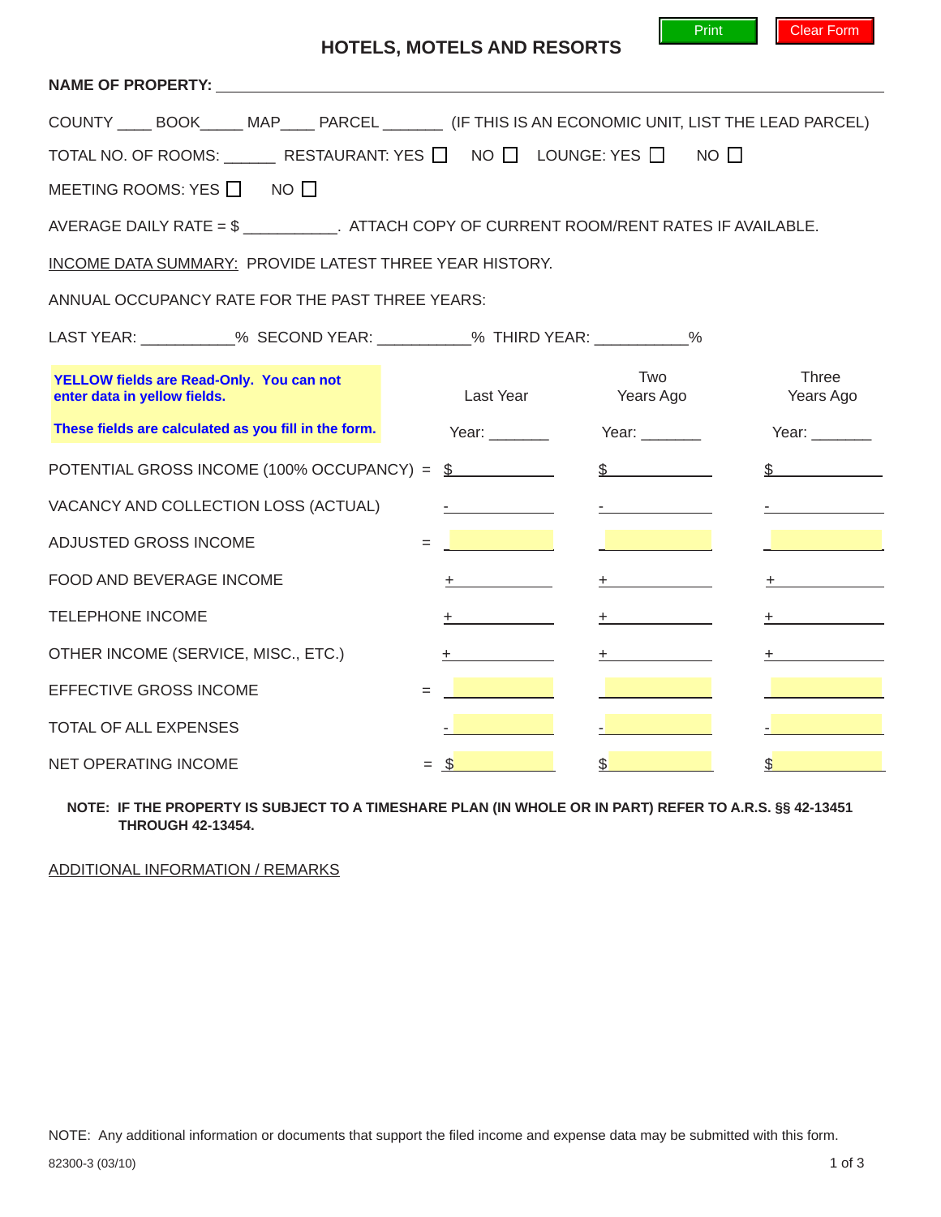# HOTELS, MOTELS AND RESORTS

Print | Clear Form

**NAME OF PROPERTY:** ______________________________________________

COUNTY ____ BOOK_____ MAP____ PARCEL _______ (IF THIS IS AN ECONOMIC UNIT, LIST THE LEAD PARCEL)

TOTAL NO. OF ROOMS: ______ RESTAURANT: YES ☐ NO ☐ LOUNGE: YES ☐ NO ☐

MEETING ROOMS: YES ☐ NO ☐

AVERAGE DAILY RATE = $ ___________. ATTACH COPY OF CURRENT ROOM/RENT RATES IF AVAILABLE.

<u>INCOME DATA SUMMARY:</u> PROVIDE LATEST THREE YEAR HISTORY.

ANNUAL OCCUPANCY RATE FOR THE PAST THREE YEARS:

LAST YEAR: ___________% SECOND YEAR: ___________% THIRD YEAR: ___________%

**YELLOW fields are Read-Only. You can not enter data in yellow fields.**

**These fields are calculated as you fill in the form.**

| | | Last Year | Two Years Ago | Three Years Ago |
|---|---|---|---|---|
| | | Year: _______ | Year: _______ | Year: _______ |
| POTENTIAL GROSS INCOME (100% OCCUPANCY) | = | $ | $ | $ |
| VACANCY AND COLLECTION LOSS (ACTUAL) | | - | - | - |
| ADJUSTED GROSS INCOME | = | | | |
| FOOD AND BEVERAGE INCOME | | + | + | + |
| TELEPHONE INCOME | | + | + | + |
| OTHER INCOME (SERVICE, MISC., ETC.) | | + | + | + |
| EFFECTIVE GROSS INCOME | = | | | |
| TOTAL OF ALL EXPENSES | | - | - | - |
| NET OPERATING INCOME | = | $ | $ | $ |

**NOTE: IF THE PROPERTY IS SUBJECT TO A TIMESHARE PLAN (IN WHOLE OR IN PART) REFER TO A.R.S. §§ 42-13451 THROUGH 42-13454.**

<u>ADDITIONAL INFORMATION / REMARKS</u>

NOTE: Any additional information or documents that support the filed income and expense data may be submitted with this form.

82300-3 (03/10)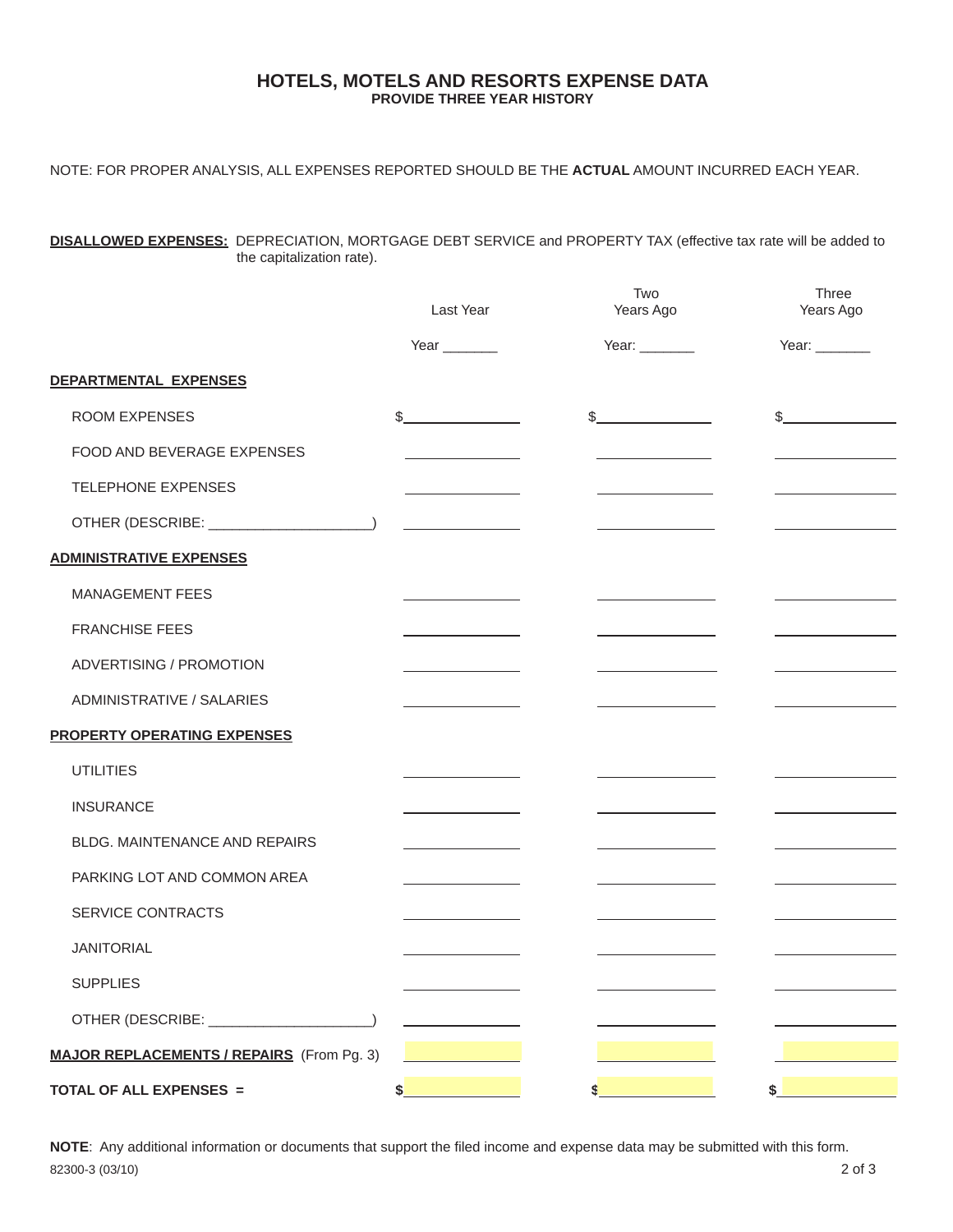# HOTELS, MOTELS AND RESORTS EXPENSE DATA

**PROVIDE THREE YEAR HISTORY**

NOTE: FOR PROPER ANALYSIS, ALL EXPENSES REPORTED SHOULD BE THE **ACTUAL** AMOUNT INCURRED EACH YEAR.

**DISALLOWED EXPENSES:** DEPRECIATION, MORTGAGE DEBT SERVICE and PROPERTY TAX (effective tax rate will be added to the capitalization rate).

| | Last Year | Two Years Ago | Three Years Ago |
|---|---|---|---|
| | Year _______ | Year: _______ | Year: _______ |
| **DEPARTMENTAL EXPENSES** | | | |
| ROOM EXPENSES | $ | $ | $ |
| FOOD AND BEVERAGE EXPENSES | | | |
| TELEPHONE EXPENSES | | | |
| OTHER (DESCRIBE: ____________________) | | | |
| **ADMINISTRATIVE EXPENSES** | | | |
| MANAGEMENT FEES | | | |
| FRANCHISE FEES | | | |
| ADVERTISING / PROMOTION | | | |
| ADMINISTRATIVE / SALARIES | | | |
| **PROPERTY OPERATING EXPENSES** | | | |
| UTILITIES | | | |
| INSURANCE | | | |
| BLDG. MAINTENANCE AND REPAIRS | | | |
| PARKING LOT AND COMMON AREA | | | |
| SERVICE CONTRACTS | | | |
| JANITORIAL | | | |
| SUPPLIES | | | |
| OTHER (DESCRIBE: ____________________) | | | |
| **MAJOR REPLACEMENTS / REPAIRS** (From Pg. 3) | | | |
| **TOTAL OF ALL EXPENSES =** | **$** | **$** | **$** |

**NOTE**: Any additional information or documents that support the filed income and expense data may be submitted with this form.

82300-3 (03/10)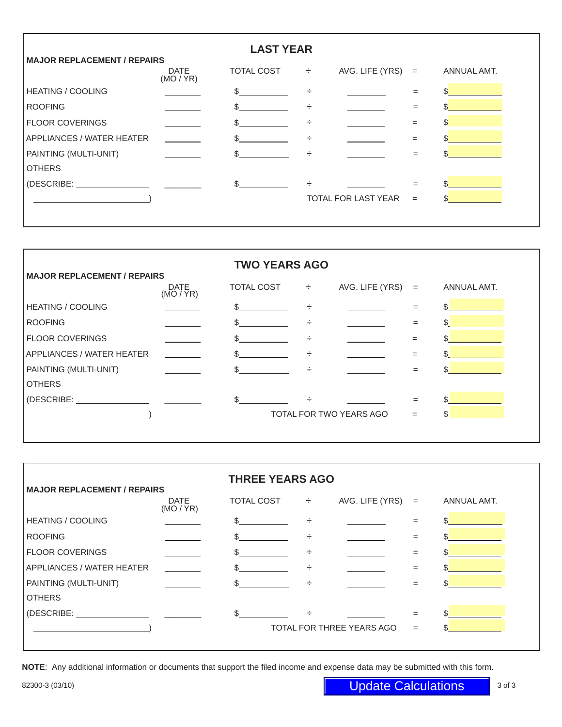## LAST YEAR

| MAJOR REPLACEMENT / REPAIRS | DATE (MO / YR) | TOTAL COST | ÷ | AVG. LIFE (YRS) | = | ANNUAL AMT. |
|---|---|---|---|---|---|---|
| HEATING / COOLING | ________ | $__________ | ÷ | ________ | = | $__________ |
| ROOFING | ________ | $__________ | ÷ | ________ | = | $__________ |
| FLOOR COVERINGS | ________ | $__________ | ÷ | ________ | = | $__________ |
| APPLIANCES / WATER HEATER | ________ | $__________ | ÷ | ________ | = | $__________ |
| PAINTING (MULTI-UNIT) | ________ | $__________ | ÷ | ________ | = | $__________ |
| OTHERS | | | | | | |
| (DESCRIBE: _______________ | ________ | $__________ | ÷ | ________ | = | $__________ |
| _______________________) | | | | TOTAL FOR LAST YEAR | = | $__________ |

## TWO YEARS AGO

| MAJOR REPLACEMENT / REPAIRS | DATE (MO / YR) | TOTAL COST | ÷ | AVG. LIFE (YRS) | = | ANNUAL AMT. |
|---|---|---|---|---|---|---|
| HEATING / COOLING | ________ | $__________ | ÷ | ________ | = | $__________ |
| ROOFING | ________ | $__________ | ÷ | ________ | = | $__________ |
| FLOOR COVERINGS | ________ | $__________ | ÷ | ________ | = | $__________ |
| APPLIANCES / WATER HEATER | ________ | $__________ | ÷ | ________ | = | $__________ |
| PAINTING (MULTI-UNIT) | ________ | $__________ | ÷ | ________ | = | $__________ |
| OTHERS | | | | | | |
| (DESCRIBE: _______________ | ________ | $__________ | ÷ | ________ | = | $__________ |
| _______________________) | | | | TOTAL FOR TWO YEARS AGO | = | $__________ |

## THREE YEARS AGO

| MAJOR REPLACEMENT / REPAIRS | DATE (MO / YR) | TOTAL COST | ÷ | AVG. LIFE (YRS) | = | ANNUAL AMT. |
|---|---|---|---|---|---|---|
| HEATING / COOLING | ________ | $__________ | ÷ | ________ | = | $__________ |
| ROOFING | ________ | $__________ | ÷ | ________ | = | $__________ |
| FLOOR COVERINGS | ________ | $__________ | ÷ | ________ | = | $__________ |
| APPLIANCES / WATER HEATER | ________ | $__________ | ÷ | ________ | = | $__________ |
| PAINTING (MULTI-UNIT) | ________ | $__________ | ÷ | ________ | = | $__________ |
| OTHERS | | | | | | |
| (DESCRIBE: _______________ | ________ | $__________ | ÷ | ________ | = | $__________ |
| _______________________) | | | | TOTAL FOR THREE YEARS AGO | = | $__________ |

**NOTE**: Any additional information or documents that support the filed income and expense data may be submitted with this form.

82300-3 (03/10)

Update Calculations